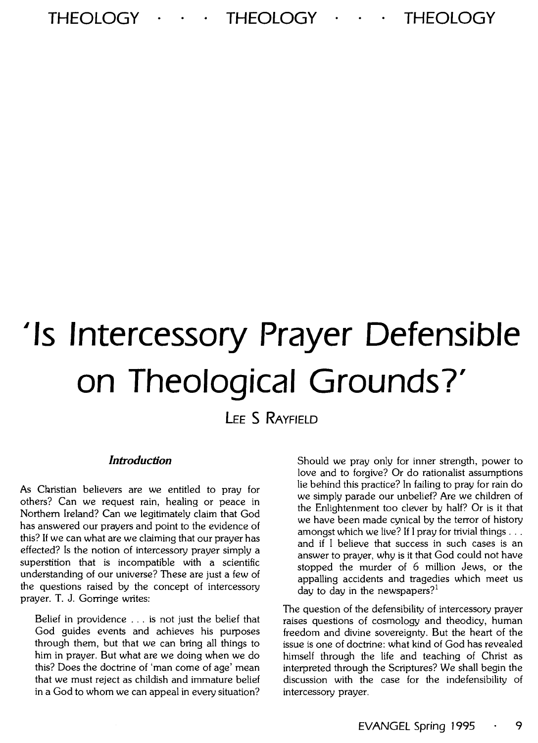# 'Is Intercessory Prayer Defensible on Theological Grounds?'

LEE S RAYFIELD

### *Introduction*

As Christian believers are we entitled to pray for others? Can we request rain, healing or peace in Northern Ireland? Can we legitimately claim that God has answered our prayers and point to the evidence of this? If we can what are we claiming that our prayer has effected? Is the notion of intercessory prayer simply a superstition that is incompatible with a scientific understanding of our universe? These are just a few of the questions raised by the concept of intercessory prayer. T. J. Gorringe writes:

> Belief in providence . . . is not just the belief that God guides events and achieves his purposes through them, but that we can bring all things to him in prayer. But what are we doing when we do this? Does the doctrine of 'man come of age' mean that we must reject as childish and immature belief in a God to whom we can appeal in every situation? Should we pray only for inner strength, power to love and to forgive? Or do rationalist assumptions lie behind this practice? In failing to pray for rain do we simply parade our unbelief? Are we children of the Enlightenment too clever by half? Or is it that we have been made cynical by the terror of history amongst which we live? If I pray for trivial things . . . and if I believe that success in such cases is an answer to prayer, why is it that God could not have stopped the murder of 6 million Jews, or the appalling accidents and tragedies which meet us day to day in the newspapers?[1]

The question of the defensibility of intercessory prayer raises questions of cosmology and theodicy, human freedom and divine sovereignty. But the heart of the issue is one of doctrine: what kind of God has revealed himself through the life and teaching of Christ as interpreted through the Scriptures? We shall begin the discussion with the case for the indefensibility of intercessory prayer.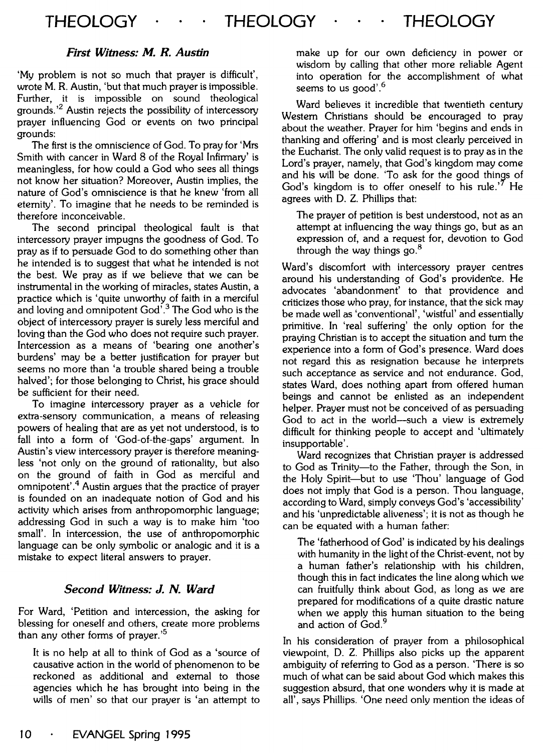### *First Witness: M. R. Austin*

'My problem is not so much that prayer is difficult', wrote M. R. Austin, 'but that much prayer is impossible. Further, it is impossible on sound theological grounds.'[2] Austin rejects the possibility of intercessory prayer influencing God or events on two principal grounds:

The first is the omniscience of God. To pray for 'Mrs Smith with cancer in Ward 8 of the Royal Infirmary' is meaningless, for how could a God who sees all things not know her situation? Moreover, Austin implies, the nature of God's omniscience is that he knew 'from all eternity'. To imagine that he needs to be reminded is therefore inconceivable.

The second principal theological fault is that intercessory prayer impugns the goodness of God. To pray as if to persuade God to do something other than he intended is to suggest that what he intended is not the best. We pray as if we believe that we can be instrumental in the working of miracles, states Austin, a practice which is 'quite unworthy of faith in a merciful and loving and omnipotent God'.[3] The God who is the object of intercessory prayer is surely less merciful and loving than the God who does not require such prayer. Intercession as a means of 'bearing one another's burdens' may be a better justification for prayer but seems no more than 'a trouble shared being a trouble halved'; for those belonging to Christ, his grace should be sufficient for their need.

To imagine intercessory prayer as a vehicle for extra-sensory communication, a means of releasing powers of healing that are as yet not understood, is to fall into a form of 'God-of-the-gaps' argument. In Austin's view intercessory prayer is therefore meaningless 'not only on the ground of rationality, but also on the ground of faith in God as merciful and omnipotent'.[4] Austin argues that the practice of prayer is founded on an inadequate notion of God and his activity which arises from anthropomorphic language; addressing God in such a way is to make him 'too small'. In intercession, the use of anthropomorphic language can be only symbolic or analogic and it is a mistake to expect literal answers to prayer.

### *Second Witness: J. N. Ward*

For Ward, 'Petition and intercession, the asking for blessing for oneself and others, create more problems than any other forms of prayer.'[5]

> It is no help at all to think of God as a 'source of causative action in the world of phenomenon to be reckoned as additional and external to those agencies which he has brought into being in the wills of men' so that our prayer is 'an attempt to make up for our own deficiency in power or wisdom by calling that other more reliable Agent into operation for the accomplishment of what seems to us good'.[6]

Ward believes it incredible that twentieth century Western Christians should be encouraged to pray about the weather. Prayer for him 'begins and ends in thanking and offering' and is most clearly perceived in the Eucharist. The only valid request is to pray as in the Lord's prayer, namely, that God's kingdom may come and his will be done. 'To ask for the good things of God's kingdom is to offer oneself to his rule.'[7] He agrees with D. Z. Phillips that:

> The prayer of petition is best understood, not as an attempt at influencing the way things go, but as an expression of, and a request for, devotion to God through the way things go.[8]

Ward's discomfort with intercessory prayer centres around his understanding of God's providence. He advocates 'abandonment' to that providence and criticizes those who pray, for instance, that the sick may be made well as 'conventional', 'wistful' and essentially primitive. In 'real suffering' the only option for the praying Christian is to accept the situation and turn the experience into a form of God's presence. Ward does not regard this as resignation because he interprets such acceptance as service and not endurance. God, states Ward, does nothing apart from offered human beings and cannot be enlisted as an independent helper. Prayer must not be conceived of as persuading God to act in the world—such a view is extremely difficult for thinking people to accept and 'ultimately insupportable'.

Ward recognizes that Christian prayer is addressed to God as Trinity—to the Father, through the Son, in the Holy Spirit—but to use 'Thou' language of God does not imply that God is a person. Thou language, according to Ward, simply conveys God's 'accessibility' and his 'unpredictable aliveness'; it is not as though he can be equated with a human father:

> The 'fatherhood of God' is indicated by his dealings with humanity in the light of the Christ-event, not by a human father's relationship with his children, though this in fact indicates the line along which we can fruitfully think about God, as long as we are prepared for modifications of a quite drastic nature when we apply this human situation to the being and action of God.[9]

In his consideration of prayer from a philosophical viewpoint, D. Z. Phillips also picks up the apparent ambiguity of referring to God as a person. 'There is so much of what can be said about God which makes this suggestion absurd, that one wonders why it is made at all', says Phillips. 'One need only mention the ideas of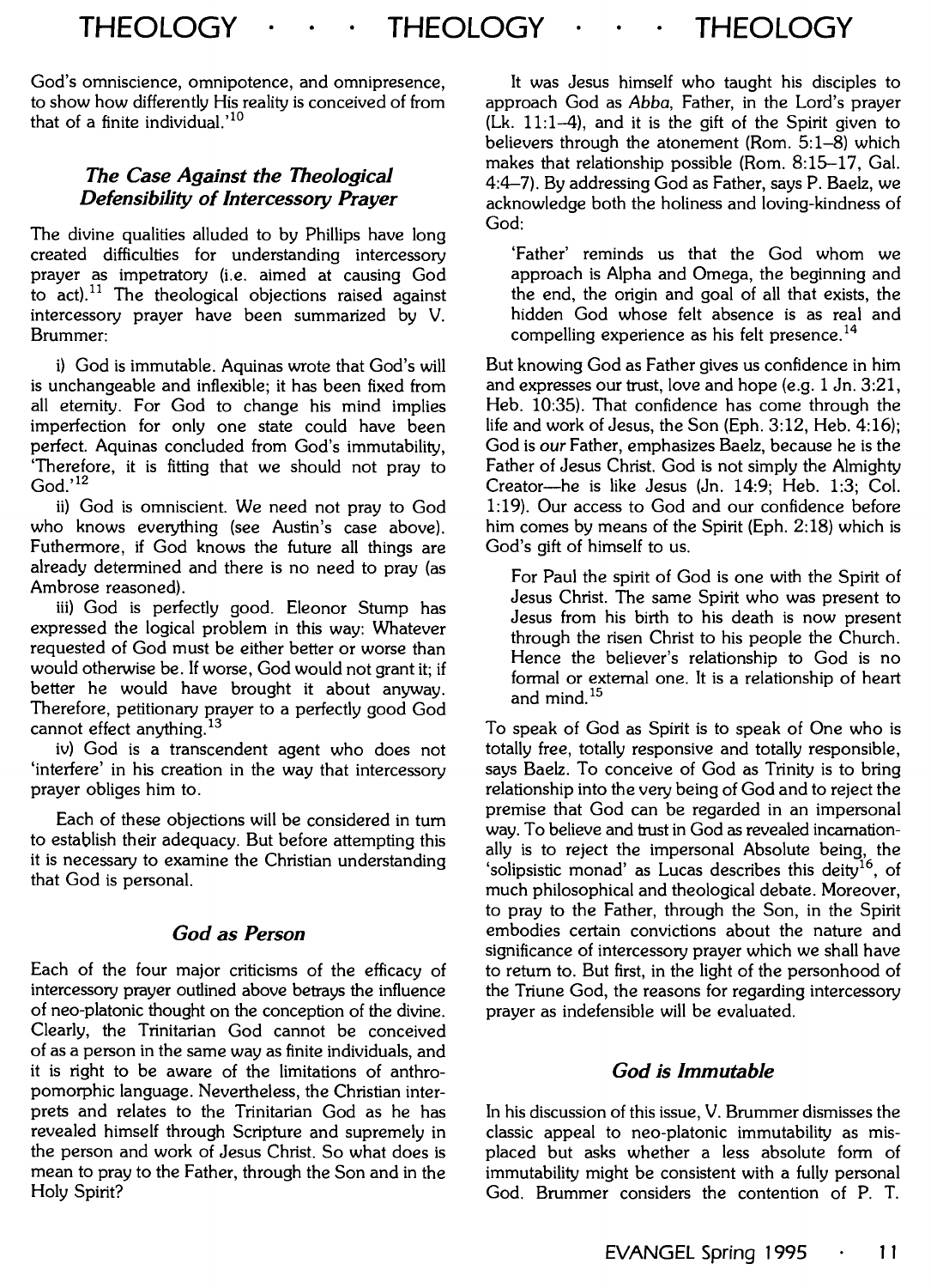God's omniscience, omnipotence, and omnipresence, to show how differently His reality is conceived of from that of a finite individual.'[10]

### *The Case Against the Theological Defensibility of Intercessory Prayer*

The divine qualities alluded to by Phillips have long created difficulties for understanding intercessory prayer as impetratory (i.e. aimed at causing God to act).[11] The theological objections raised against intercessory prayer have been summarized by V. Brummer:

i) God is immutable. Aquinas wrote that God's will is unchangeable and inflexible; it has been fixed from all eternity. For God to change his mind implies imperfection for only one state could have been perfect. Aquinas concluded from God's immutability, 'Therefore, it is fitting that we should not pray to God.'[12]

ii) God is omniscient. We need not pray to God who knows everything (see Austin's case above). Futhermore, if God knows the future all things are already determined and there is no need to pray (as Ambrose reasoned).

iii) God is perfectly good. Eleonor Stump has expressed the logical problem in this way: Whatever requested of God must be either better or worse than would otherwise be. If worse, God would not grant it; if better he would have brought it about anyway. Therefore, petitionary prayer to a perfectly good God cannot effect anything.[13]

iv) God is a transcendent agent who does not 'interfere' in his creation in the way that intercessory prayer obliges him to.

Each of these objections will be considered in turn to establish their adequacy. But before attempting this it is necessary to examine the Christian understanding that God is personal.

### *God as Person*

Each of the four major criticisms of the efficacy of intercessory prayer outlined above betrays the influence of neo-platonic thought on the conception of the divine. Clearly, the Trinitarian God cannot be conceived of as a person in the same way as finite individuals, and it is right to be aware of the limitations of anthropomorphic language. Nevertheless, the Christian interprets and relates to the Trinitarian God as he has revealed himself through Scripture and supremely in the person and work of Jesus Christ. So what does is mean to pray to the Father, through the Son and in the Holy Spirit?

It was Jesus himself who taught his disciples to approach God as *Abba*, Father, in the Lord's prayer (Lk. 11:1–4), and it is the gift of the Spirit given to believers through the atonement (Rom. 5:1–8) which makes that relationship possible (Rom. 8:15–17, Gal. 4:4–7). By addressing God as Father, says P. Baelz, we acknowledge both the holiness and loving-kindness of God:

> 'Father' reminds us that the God whom we approach is Alpha and Omega, the beginning and the end, the origin and goal of all that exists, the hidden God whose felt absence is as real and compelling experience as his felt presence.[14]

But knowing God as Father gives us confidence in him and expresses our trust, love and hope (e.g. 1 Jn. 3:21, Heb. 10:35). That confidence has come through the life and work of Jesus, the Son (Eph. 3:12, Heb. 4:16); God is *our* Father, emphasizes Baelz, because he is the Father of Jesus Christ. God is not simply the Almighty Creator—he is like Jesus (Jn. 14:9; Heb. 1:3; Col. 1:19). Our access to God and our confidence before him comes by means of the Spirit (Eph. 2:18) which is God's gift of himself to us.

> For Paul the spirit of God is one with the Spirit of Jesus Christ. The same Spirit who was present to Jesus from his birth to his death is now present through the risen Christ to his people the Church. Hence the believer's relationship to God is no formal or external one. It is a relationship of heart and mind.[15]

To speak of God as Spirit is to speak of One who is totally free, totally responsive and totally responsible, says Baelz. To conceive of God as Trinity is to bring relationship into the very being of God and to reject the premise that God can be regarded in an impersonal way. To believe and trust in God as revealed incarnationally is to reject the impersonal Absolute being, the 'solipsistic monad' as Lucas describes this deity[16], of much philosophical and theological debate. Moreover, to pray to the Father, through the Son, in the Spirit embodies certain convictions about the nature and significance of intercessory prayer which we shall have to return to. But first, in the light of the personhood of the Triune God, the reasons for regarding intercessory prayer as indefensible will be evaluated.

### *God is Immutable*

In his discussion of this issue, V. Brummer dismisses the classic appeal to neo-platonic immutability as misplaced but asks whether a less absolute form of immutability might be consistent with a fully personal God. Brummer considers the contention of P. T.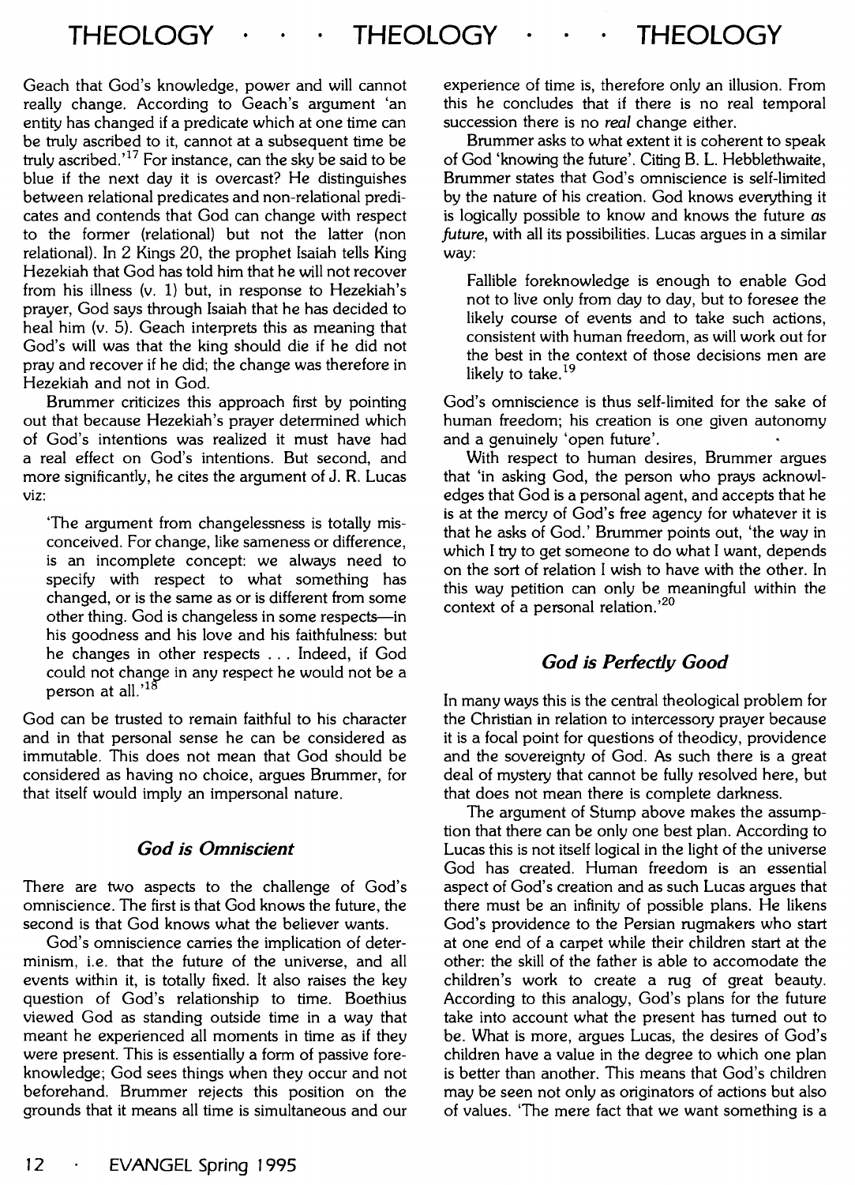Geach that God's knowledge, power and will cannot really change. According to Geach's argument 'an entity has changed if a predicate which at one time can be truly ascribed to it, cannot at a subsequent time be truly ascribed.'[17] For instance, can the sky be said to be blue if the next day it is overcast? He distinguishes between relational predicates and non-relational predicates and contends that God can change with respect to the former (relational) but not the latter (non relational). In 2 Kings 20, the prophet Isaiah tells King Hezekiah that God has told him that he will not recover from his illness (v. 1) but, in response to Hezekiah's prayer, God says through Isaiah that he has decided to heal him (v. 5). Geach interprets this as meaning that God's will was that the king should die if he did not pray and recover if he did; the change was therefore in Hezekiah and not in God.

Brummer criticizes this approach first by pointing out that because Hezekiah's prayer determined which of God's intentions was realized it must have had a real effect on God's intentions. But second, and more significantly, he cites the argument of J. R. Lucas viz:

> 'The argument from changelessness is totally misconceived. For change, like sameness or difference, is an incomplete concept: we always need to specify with respect to what something has changed, or is the same as or is different from some other thing. God is changeless in some respects—in his goodness and his love and his faithfulness: but he changes in other respects . . . Indeed, if God could not change in any respect he would not be a person at all.'[18]

God can be trusted to remain faithful to his character and in that personal sense he can be considered as immutable. This does not mean that God should be considered as having no choice, argues Brummer, for that itself would imply an impersonal nature.

### *God is Omniscient*

There are two aspects to the challenge of God's omniscience. The first is that God knows the future, the second is that God knows what the believer wants.

God's omniscience carries the implication of determinism, i.e. that the future of the universe, and all events within it, is totally fixed. It also raises the key question of God's relationship to time. Boethius viewed God as standing outside time in a way that meant he experienced all moments in time as if they were present. This is essentially a form of passive foreknowledge; God sees things when they occur and not beforehand. Brummer rejects this position on the grounds that it means all time is simultaneous and our experience of time is, therefore only an illusion. From this he concludes that if there is no real temporal succession there is no *real* change either.

Brummer asks to what extent it is coherent to speak of God 'knowing the future'. Citing B. L. Hebblethwaite, Brummer states that God's omniscience is self-limited by the nature of his creation. God knows everything it is logically possible to know and knows the future *as future*, with all its possibilities. Lucas argues in a similar way:

> Fallible foreknowledge is enough to enable God not to live only from day to day, but to foresee the likely course of events and to take such actions, consistent with human freedom, as will work out for the best in the context of those decisions men are likely to take.[19]

God's omniscience is thus self-limited for the sake of human freedom; his creation is one given autonomy and a genuinely 'open future'.

With respect to human desires, Brummer argues that 'in asking God, the person who prays acknowledges that God is a personal agent, and accepts that he is at the mercy of God's free agency for whatever it is that he asks of God.' Brummer points out, 'the way in which I try to get someone to do what I want, depends on the sort of relation I wish to have with the other. In this way petition can only be meaningful within the context of a personal relation.'[20]

### *God is Perfectly Good*

In many ways this is the central theological problem for the Christian in relation to intercessory prayer because it is a focal point for questions of theodicy, providence and the sovereignty of God. As such there is a great deal of mystery that cannot be fully resolved here, but that does not mean there is complete darkness.

The argument of Stump above makes the assumption that there can be only one best plan. According to Lucas this is not itself logical in the light of the universe God has created. Human freedom is an essential aspect of God's creation and as such Lucas argues that there must be an infinity of possible plans. He likens God's providence to the Persian rugmakers who start at one end of a carpet while their children start at the other: the skill of the father is able to accomodate the children's work to create a rug of great beauty. According to this analogy, God's plans for the future take into account what the present has turned out to be. What is more, argues Lucas, the desires of God's children have a value in the degree to which one plan is better than another. This means that God's children may be seen not only as originators of actions but also of values. 'The mere fact that we want something is a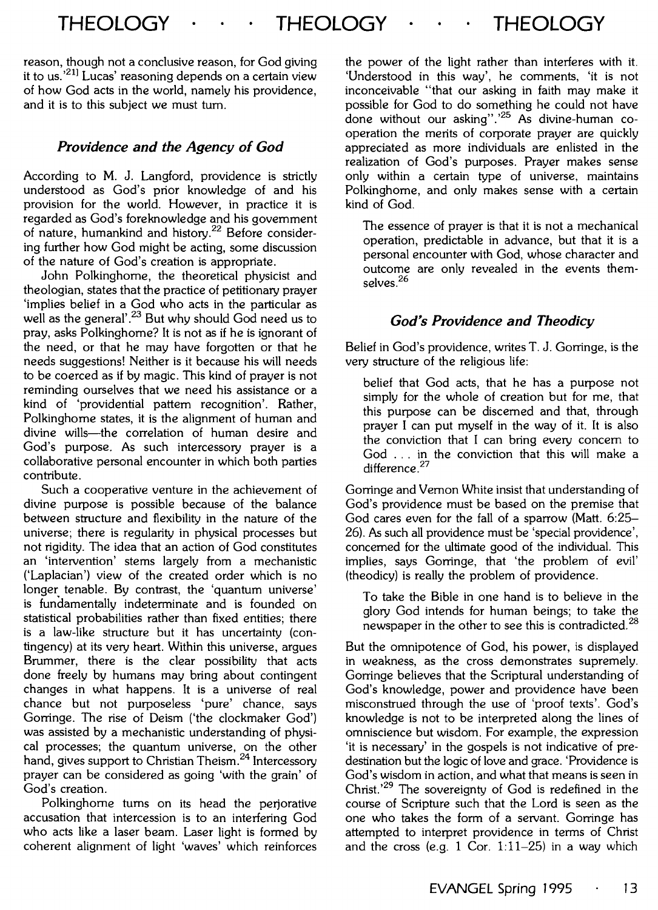reason, though not a conclusive reason, for God giving it to us.'[21] Lucas' reasoning depends on a certain view of how God acts in the world, namely his providence, and it is to this subject we must turn.

### *Providence and the Agency of God*

According to M. J. Langford, providence is strictly understood as God's prior knowledge of and his provision for the world. However, in practice it is regarded as God's foreknowledge and his government of nature, humankind and history.[22] Before considering further how God might be acting, some discussion of the nature of God's creation is appropriate.

John Polkinghorne, the theoretical physicist and theologian, states that the practice of petitionary prayer 'implies belief in a God who acts in the particular as well as the general'.[23] But why should God need us to pray, asks Polkinghorne? It is not as if he is ignorant of the need, or that he may have forgotten or that he needs suggestions! Neither is it because his will needs to be coerced as if by magic. This kind of prayer is not reminding ourselves that we need his assistance or a kind of 'providential pattern recognition'. Rather, Polkinghorne states, it is the alignment of human and divine wills—the correlation of human desire and God's purpose. As such intercessory prayer is a collaborative personal encounter in which both parties contribute.

Such a cooperative venture in the achievement of divine purpose is possible because of the balance between structure and flexibility in the nature of the universe; there is regularity in physical processes but not rigidity. The idea that an action of God constitutes an 'intervention' stems largely from a mechanistic ('Laplacian') view of the created order which is no longer tenable. By contrast, the 'quantum universe' is fundamentally indeterminate and is founded on statistical probabilities rather than fixed entities; there is a law-like structure but it has uncertainty (contingency) at its very heart. Within this universe, argues Brummer, there is the clear possibility that acts done freely by humans may bring about contingent changes in what happens. It is a universe of real chance but not purposeless 'pure' chance, says Gorringe. The rise of Deism ('the clockmaker God') was assisted by a mechanistic understanding of physical processes; the quantum universe, on the other hand, gives support to Christian Theism.[24] Intercessory prayer can be considered as going 'with the grain' of God's creation.

Polkinghorne turns on its head the perjorative accusation that intercession is to an interfering God who acts like a laser beam. Laser light is formed by coherent alignment of light 'waves' which reinforces the power of the light rather than interferes with it. 'Understood in this way', he comments, 'it is not inconceivable "that our asking in faith may make it possible for God to do something he could not have done without our asking".'[25] As divine-human co-operation the merits of corporate prayer are quickly appreciated as more individuals are enlisted in the realization of God's purposes. Prayer makes sense only within a certain type of universe, maintains Polkinghorne, and only makes sense with a certain kind of God.

> The essence of prayer is that it is not a mechanical operation, predictable in advance, but that it is a personal encounter with God, whose character and outcome are only revealed in the events themselves.[26]

### *God's Providence and Theodicy*

Belief in God's providence, writes T. J. Gorringe, is the very structure of the religious life:

> belief that God acts, that he has a purpose not simply for the whole of creation but for me, that this purpose can be discerned and that, through prayer I can put myself in the way of it. It is also the conviction that I can bring every concern to God . . . in the conviction that this will make a difference.[27]

Gorringe and Vernon White insist that understanding of God's providence must be based on the premise that God cares even for the fall of a sparrow (Matt. 6:25–26). As such all providence must be 'special providence', concerned for the ultimate good of the individual. This implies, says Gorringe, that 'the problem of evil' (theodicy) is really the problem of providence.

> To take the Bible in one hand is to believe in the glory God intends for human beings; to take the newspaper in the other to see this is contradicted.[28]

But the omnipotence of God, his power, is displayed in weakness, as the cross demonstrates supremely. Gorringe believes that the Scriptural understanding of God's knowledge, power and providence have been misconstrued through the use of 'proof texts'. God's knowledge is not to be interpreted along the lines of omniscience but wisdom. For example, the expression 'it is necessary' in the gospels is not indicative of predestination but the logic of love and grace. 'Providence is God's wisdom in action, and what that means is seen in Christ.'[29] The sovereignty of God is redefined in the course of Scripture such that the Lord is seen as the one who takes the form of a servant. Gorringe has attempted to interpret providence in terms of Christ and the cross (e.g. 1 Cor. 1:11–25) in a way which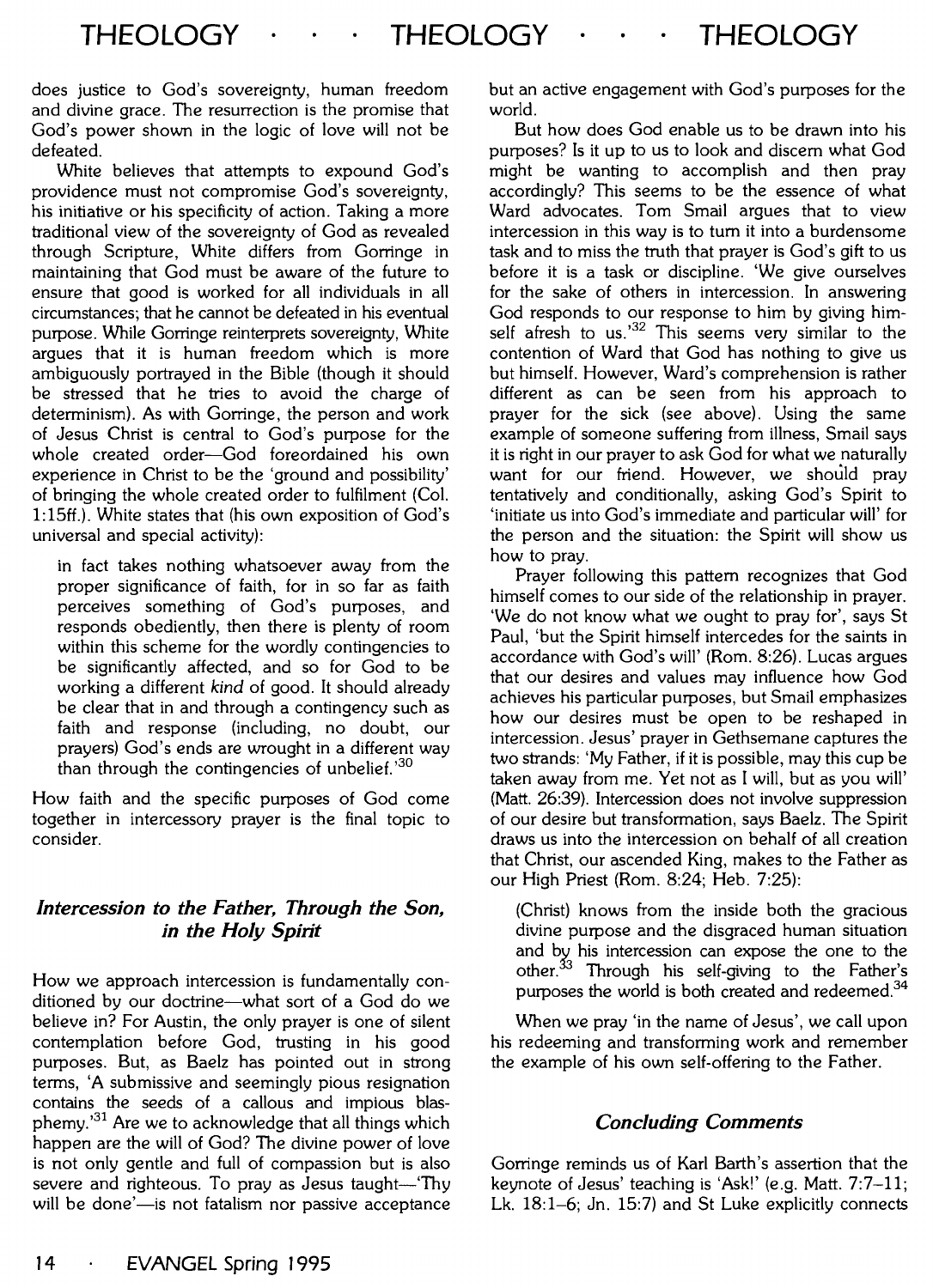does justice to God's sovereignty, human freedom and divine grace. The resurrection is the promise that God's power shown in the logic of love will not be defeated.

White believes that attempts to expound God's providence must not compromise God's sovereignty, his initiative or his specificity of action. Taking a more traditional view of the sovereignty of God as revealed through Scripture, White differs from Gorringe in maintaining that God must be aware of the future to ensure that good is worked for all individuals in all circumstances; that he cannot be defeated in his eventual purpose. While Gorringe reinterprets sovereignty, White argues that it is human freedom which is more ambiguously portrayed in the Bible (though it should be stressed that he tries to avoid the charge of determinism). As with Gorringe, the person and work of Jesus Christ is central to God's purpose for the whole created order—God foreordained his own experience in Christ to be the 'ground and possibility' of bringing the whole created order to fulfilment (Col. 1:15ff.). White states that (his own exposition of God's universal and special activity):

> in fact takes nothing whatsoever away from the proper significance of faith, for in so far as faith perceives something of God's purposes, and responds obediently, then there is plenty of room within this scheme for the wordly contingencies to be significantly affected, and so for God to be working a different *kind* of good. It should already be clear that in and through a contingency such as faith and response (including, no doubt, our prayers) God's ends are wrought in a different way than through the contingencies of unbelief.'[30]

How faith and the specific purposes of God come together in intercessory prayer is the final topic to consider.

## *Intercession to the Father, Through the Son, in the Holy Spirit*

How we approach intercession is fundamentally conditioned by our doctrine—what sort of a God do we believe in? For Austin, the only prayer is one of silent contemplation before God, trusting in his good purposes. But, as Baelz has pointed out in strong terms, 'A submissive and seemingly pious resignation contains the seeds of a callous and impious blasphemy.'[31] Are we to acknowledge that all things which happen are the will of God? The divine power of love is not only gentle and full of compassion but is also severe and righteous. To pray as Jesus taught—'Thy will be done'—is not fatalism nor passive acceptance but an active engagement with God's purposes for the world.

But how does God enable us to be drawn into his purposes? Is it up to us to look and discern what God might be wanting to accomplish and then pray accordingly? This seems to be the essence of what Ward advocates. Tom Smail argues that to view intercession in this way is to turn it into a burdensome task and to miss the truth that prayer is God's gift to us before it is a task or discipline. 'We give ourselves for the sake of others in intercession. In answering God responds to our response to him by giving himself afresh to us.'[32] This seems very similar to the contention of Ward that God has nothing to give us but himself. However, Ward's comprehension is rather different as can be seen from his approach to prayer for the sick (see above). Using the same example of someone suffering from illness, Smail says it is right in our prayer to ask God for what we naturally want for our friend. However, we should pray tentatively and conditionally, asking God's Spirit to 'initiate us into God's immediate and particular will' for the person and the situation: the Spirit will show us how to pray.

Prayer following this pattern recognizes that God himself comes to our side of the relationship in prayer. 'We do not know what we ought to pray for', says St Paul, 'but the Spirit himself intercedes for the saints in accordance with God's will' (Rom. 8:26). Lucas argues that our desires and values may influence how God achieves his particular purposes, but Smail emphasizes how our desires must be open to be reshaped in intercession. Jesus' prayer in Gethsemane captures the two strands: 'My Father, if it is possible, may this cup be taken away from me. Yet not as I will, but as you will' (Matt. 26:39). Intercession does not involve suppression of our desire but transformation, says Baelz. The Spirit draws us into the intercession on behalf of all creation that Christ, our ascended King, makes to the Father as our High Priest (Rom. 8:24; Heb. 7:25):

> (Christ) knows from the inside both the gracious divine purpose and the disgraced human situation and by his intercession can expose the one to the other.[33] Through his self-giving to the Father's purposes the world is both created and redeemed.[34]

When we pray 'in the name of Jesus', we call upon his redeeming and transforming work and remember the example of his own self-offering to the Father.

## *Concluding Comments*

Gorringe reminds us of Karl Barth's assertion that the keynote of Jesus' teaching is 'Ask!' (e.g. Matt. 7:7–11; Lk. 18:1–6; Jn. 15:7) and St Luke explicitly connects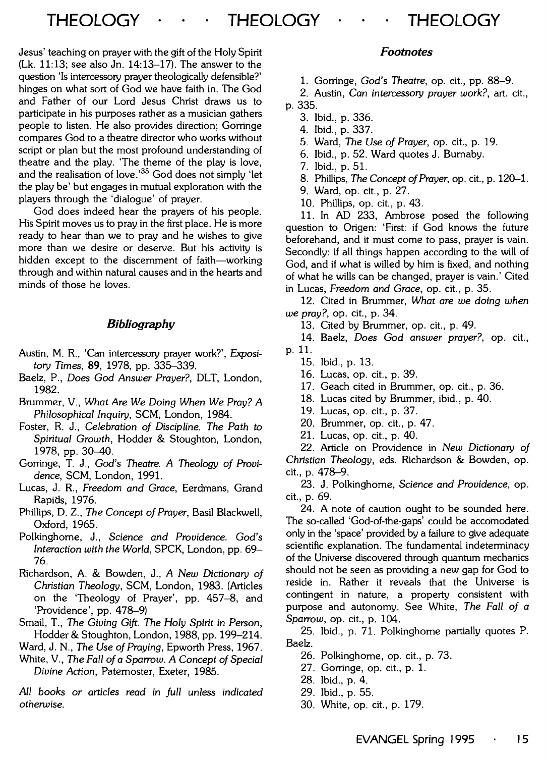Jesus' teaching on prayer with the gift of the Holy Spirit (Lk. 11:13; see also Jn. 14:13–17). The answer to the question 'Is intercessory prayer theologically defensible?' hinges on what sort of God we have faith in. The God and Father of our Lord Jesus Christ draws us to participate in his purposes rather as a musician gathers people to listen. He also provides direction; Gorringe compares God to a theatre director who works without script or plan but the most profound understanding of theatre and the play. 'The theme of the play is love, and the realisation of love.'[35] God does not simply 'let the play be' but engages in mutual exploration with the players through the 'dialogue' of prayer.

God does indeed hear the prayers of his people. His Spirit moves us to pray in the first place. He is more ready to hear than we to pray and he wishes to give more than we desire or deserve. But his activity is hidden except to the discernment of faith—working through and within natural causes and in the hearts and minds of those he loves.

## Bibliography

Austin, M. R., 'Can intercessory prayer work?', *Expository Times*, **89**, 1978, pp. 335–339.

Baelz, P., *Does God Answer Prayer?*, DLT, London, 1982.

Brummer, V., *What Are We Doing When We Pray? A Philosophical Inquiry*, SCM, London, 1984.

Foster, R. J., *Celebration of Discipline. The Path to Spiritual Growth*, Hodder & Stoughton, London, 1978, pp. 30–40.

Gorringe, T. J., *God's Theatre. A Theology of Providence*, SCM, London, 1991.

Lucas, J. R., *Freedom and Grace*, Eerdmans, Grand Rapids, 1976.

Phillips, D. Z., *The Concept of Prayer*, Basil Blackwell, Oxford, 1965.

Polkinghorne, J., *Science and Providence. God's Interaction with the World*, SPCK, London, pp. 69–76.

Richardson, A. & Bowden, J., *A New Dictionary of Christian Theology*, SCM, London, 1983. (Articles on the 'Theology of Prayer', pp. 457–8, and 'Providence', pp. 478–9)

Smail, T., *The Giving Gift. The Holy Spirit in Person*, Hodder & Stoughton, London, 1988, pp. 199–214.

Ward, J. N., *The Use of Praying*, Epworth Press, 1967.

White, V., *The Fall of a Sparrow. A Concept of Special Divine Action*, Paternoster, Exeter, 1985.

*All books or articles read in full unless indicated otherwise.*

## Footnotes

1. Gorringe, *God's Theatre*, op. cit., pp. 88–9.
2. Austin, *Can intercessory prayer work?*, art. cit., p. 335.
3. Ibid., p. 336.
4. Ibid., p. 337.
5. Ward, *The Use of Prayer*, op. cit., p. 19.
6. Ibid., p. 52. Ward quotes J. Burnaby.
7. Ibid., p. 51.
8. Phillips, *The Concept of Prayer*, op. cit., p. 120–1.
9. Ward, op. cit., p. 27.
10. Phillips, op. cit., p. 43.
11. In AD 233, Ambrose posed the following question to Origen: 'First: if God knows the future beforehand, and it must come to pass, prayer is vain. Secondly: if all things happen according to the will of God, and if what is willed by him is fixed, and nothing of what he wills can be changed, prayer is vain.' Cited in Lucas, *Freedom and Grace*, op. cit., p. 35.
12. Cited in Brummer, *What are we doing when we pray?*, op. cit., p. 34.
13. Cited by Brummer, op. cit., p. 49.
14. Baelz, *Does God answer prayer?*, op. cit., p. 11.
15. Ibid., p. 13.
16. Lucas, op. cit., p. 39.
17. Geach cited in Brummer, op. cit., p. 36.
18. Lucas cited by Brummer, ibid., p. 40.
19. Lucas, op. cit., p. 37.
20. Brummer, op. cit., p. 47.
21. Lucas, op. cit., p. 40.
22. Article on Providence in *New Dictionary of Christian Theology*, eds. Richardson & Bowden, op. cit., p. 478–9.
23. J. Polkinghorne, *Science and Providence*, op. cit., p. 69.
24. A note of caution ought to be sounded here. The so-called 'God-of-the-gaps' could be accomodated only in the 'space' provided by a failure to give adequate scientific explanation. The fundamental indeterminacy of the Universe discovered through quantum mechanics should not be seen as providing a new gap for God to reside in. Rather it reveals that the Universe is contingent in nature, a property consistent with purpose and autonomy. See White, *The Fall of a Sparrow*, op. cit., p. 104.
25. Ibid., p. 71. Polkinghorne partially quotes P. Baelz.
26. Polkinghorne, op. cit., p. 73.
27. Gorringe, op. cit., p. 1.
28. Ibid., p. 4.
29. Ibid., p. 55.
30. White, op. cit., p. 179.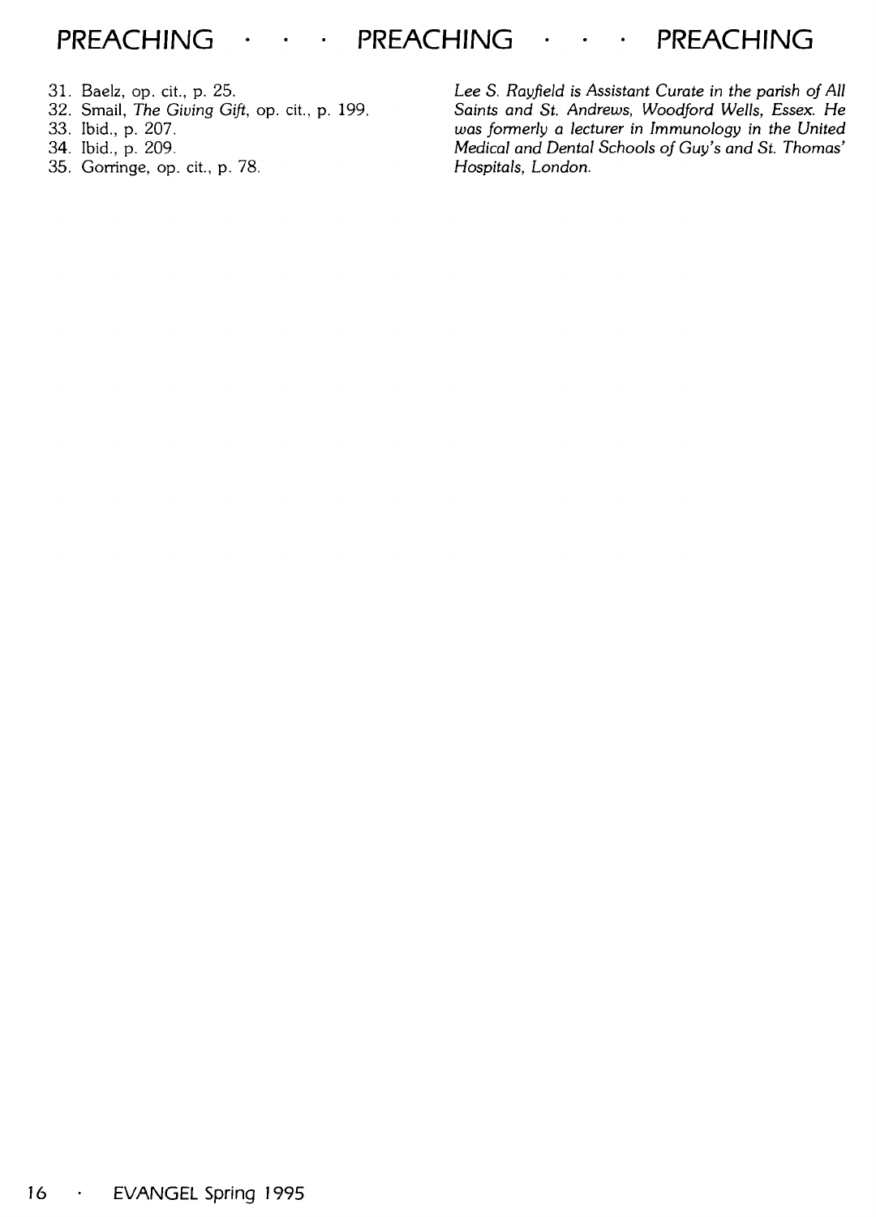31. Baelz, op. cit., p. 25.
32. Smail, *The Giving Gift*, op. cit., p. 199.
33. Ibid., p. 207.
34. Ibid., p. 209.
35. Gorringe, op. cit., p. 78.

*Lee S. Rayfield is Assistant Curate in the parish of All Saints and St. Andrews, Woodford Wells, Essex. He was formerly a lecturer in Immunology in the United Medical and Dental Schools of Guy's and St. Thomas' Hospitals, London.*